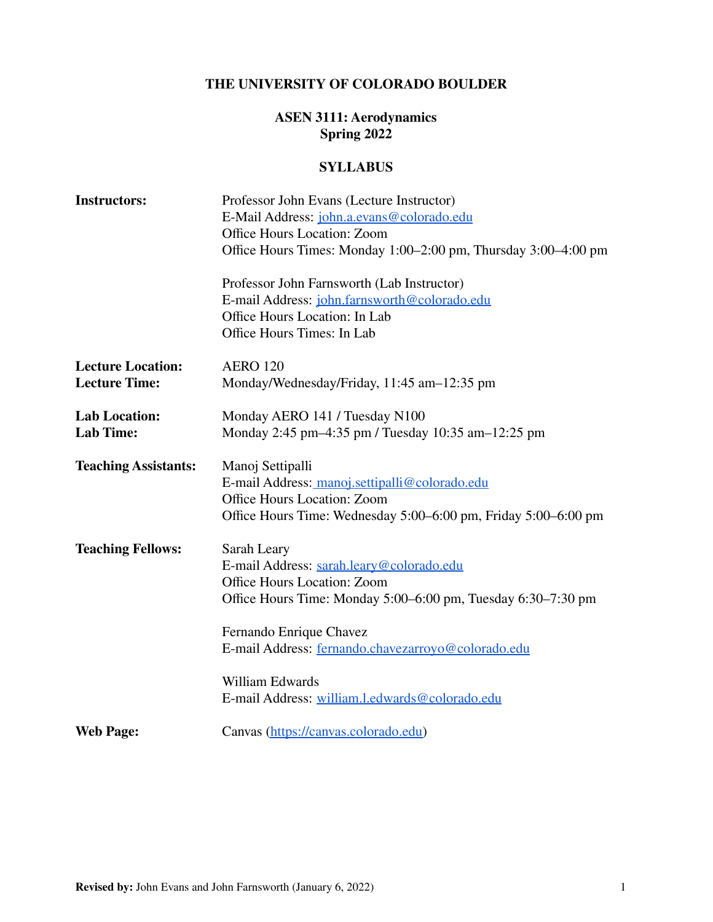# THE UNIVERSITY OF COLORADO BOULDER

## ASEN 3111: Aerodynamics
## Spring 2022

## SYLLABUS

**Instructors:**

Professor John Evans (Lecture Instructor)
E-Mail Address: john.a.evans@colorado.edu
Office Hours Location: Zoom
Office Hours Times: Monday 1:00–2:00 pm, Thursday 3:00–4:00 pm

Professor John Farnsworth (Lab Instructor)
E-mail Address: john.farnsworth@colorado.edu
Office Hours Location: In Lab
Office Hours Times: In Lab

**Lecture Location:** AERO 120
**Lecture Time:** Monday/Wednesday/Friday, 11:45 am–12:35 pm

**Lab Location:** Monday AERO 141 / Tuesday N100
**Lab Time:** Monday 2:45 pm–4:35 pm / Tuesday 10:35 am–12:25 pm

**Teaching Assistants:**

Manoj Settipalli
E-mail Address: manoj.settipalli@colorado.edu
Office Hours Location: Zoom
Office Hours Time: Wednesday 5:00–6:00 pm, Friday 5:00–6:00 pm

**Teaching Fellows:**

Sarah Leary
E-mail Address: sarah.leary@colorado.edu
Office Hours Location: Zoom
Office Hours Time: Monday 5:00–6:00 pm, Tuesday 6:30–7:30 pm

Fernando Enrique Chavez
E-mail Address: fernando.chavezarroyo@colorado.edu

William Edwards
E-mail Address: william.l.edwards@colorado.edu

**Web Page:** Canvas (https://canvas.colorado.edu)

**Revised by:** John Evans and John Farnsworth (January 6, 2022)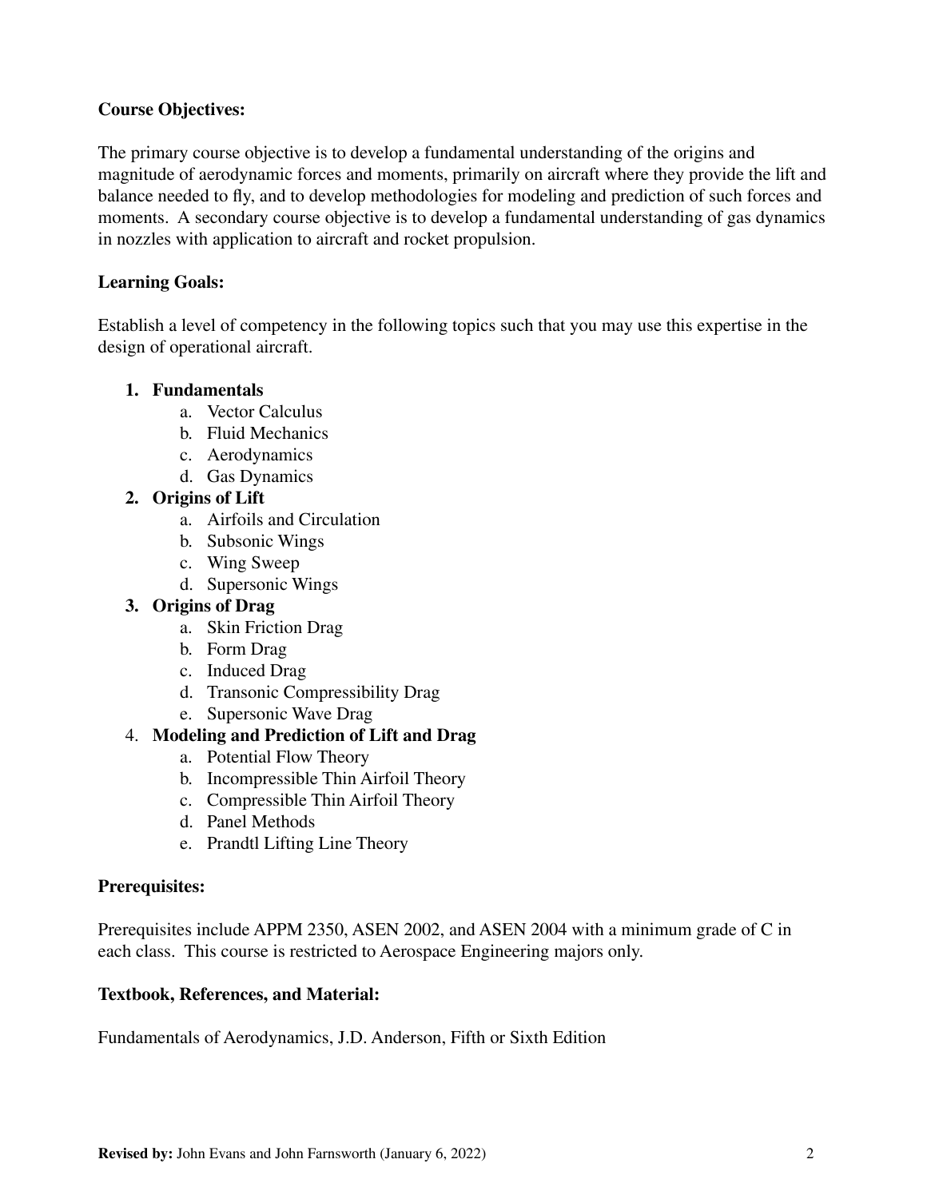**Course Objectives:**

The primary course objective is to develop a fundamental understanding of the origins and magnitude of aerodynamic forces and moments, primarily on aircraft where they provide the lift and balance needed to fly, and to develop methodologies for modeling and prediction of such forces and moments. A secondary course objective is to develop a fundamental understanding of gas dynamics in nozzles with application to aircraft and rocket propulsion.

**Learning Goals:**

Establish a level of competency in the following topics such that you may use this expertise in the design of operational aircraft.

1. **Fundamentals**
    a. Vector Calculus
    b. Fluid Mechanics
    c. Aerodynamics
    d. Gas Dynamics
2. **Origins of Lift**
    a. Airfoils and Circulation
    b. Subsonic Wings
    c. Wing Sweep
    d. Supersonic Wings
3. **Origins of Drag**
    a. Skin Friction Drag
    b. Form Drag
    c. Induced Drag
    d. Transonic Compressibility Drag
    e. Supersonic Wave Drag
4. **Modeling and Prediction of Lift and Drag**
    a. Potential Flow Theory
    b. Incompressible Thin Airfoil Theory
    c. Compressible Thin Airfoil Theory
    d. Panel Methods
    e. Prandtl Lifting Line Theory

**Prerequisites:**

Prerequisites include APPM 2350, ASEN 2002, and ASEN 2004 with a minimum grade of C in each class. This course is restricted to Aerospace Engineering majors only.

**Textbook, References, and Material:**

Fundamentals of Aerodynamics, J.D. Anderson, Fifth or Sixth Edition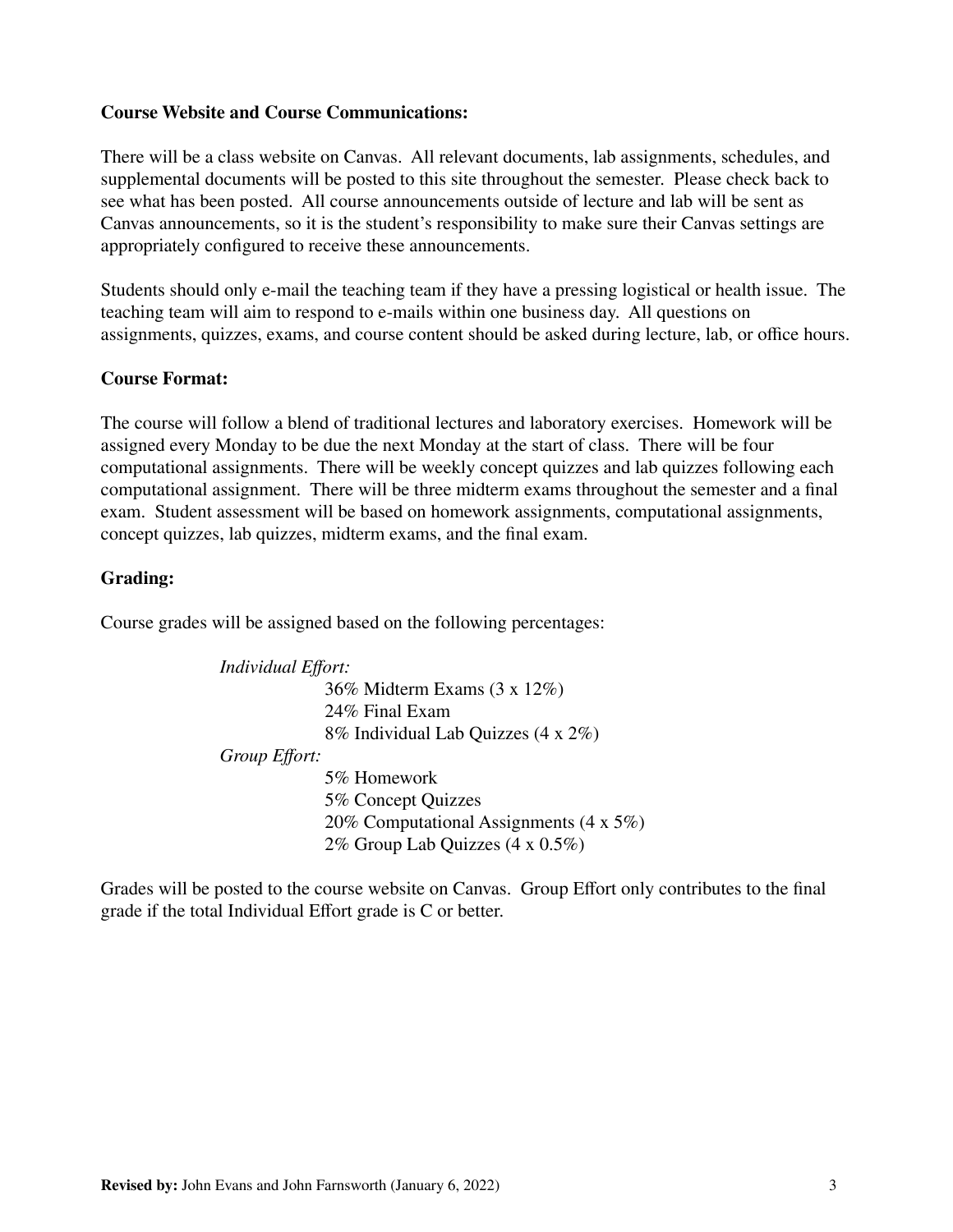**Course Website and Course Communications:**

There will be a class website on Canvas. All relevant documents, lab assignments, schedules, and supplemental documents will be posted to this site throughout the semester. Please check back to see what has been posted. All course announcements outside of lecture and lab will be sent as Canvas announcements, so it is the student's responsibility to make sure their Canvas settings are appropriately configured to receive these announcements.

Students should only e-mail the teaching team if they have a pressing logistical or health issue. The teaching team will aim to respond to e-mails within one business day. All questions on assignments, quizzes, exams, and course content should be asked during lecture, lab, or office hours.

**Course Format:**

The course will follow a blend of traditional lectures and laboratory exercises. Homework will be assigned every Monday to be due the next Monday at the start of class. There will be four computational assignments. There will be weekly concept quizzes and lab quizzes following each computational assignment. There will be three midterm exams throughout the semester and a final exam. Student assessment will be based on homework assignments, computational assignments, concept quizzes, lab quizzes, midterm exams, and the final exam.

**Grading:**

Course grades will be assigned based on the following percentages:

*Individual Effort:*

- 36% Midterm Exams (3 x 12%)
- 24% Final Exam
- 8% Individual Lab Quizzes (4 x 2%)

*Group Effort:*

- 5% Homework
- 5% Concept Quizzes
- 20% Computational Assignments (4 x 5%)
- 2% Group Lab Quizzes (4 x 0.5%)

Grades will be posted to the course website on Canvas. Group Effort only contributes to the final grade if the total Individual Effort grade is C or better.

**Revised by:** John Evans and John Farnsworth (January 6, 2022)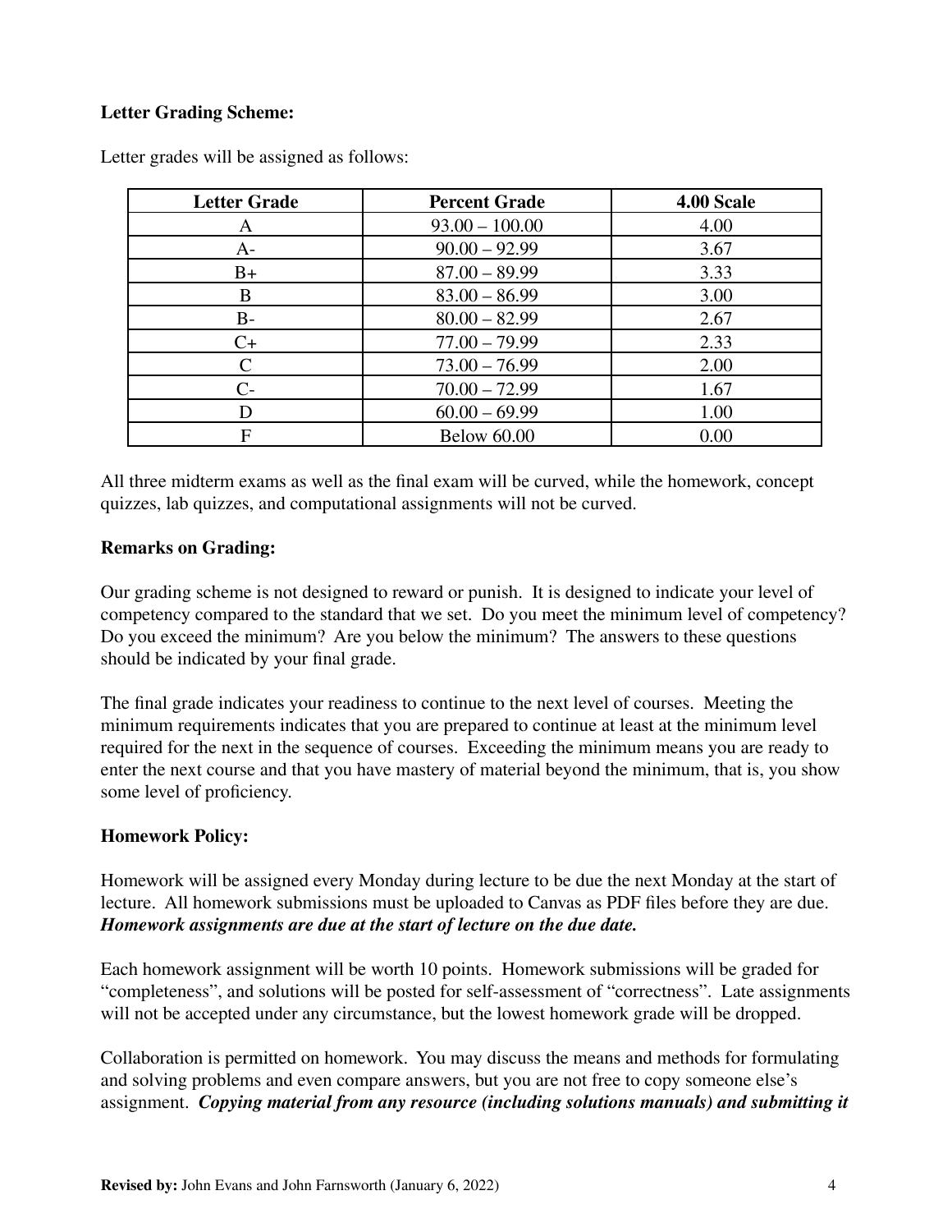**Letter Grading Scheme:**

Letter grades will be assigned as follows:

| Letter Grade | Percent Grade | 4.00 Scale |
|---|---|---|
| A | 93.00 – 100.00 | 4.00 |
| A- | 90.00 – 92.99 | 3.67 |
| B+ | 87.00 – 89.99 | 3.33 |
| B | 83.00 – 86.99 | 3.00 |
| B- | 80.00 – 82.99 | 2.67 |
| C+ | 77.00 – 79.99 | 2.33 |
| C | 73.00 – 76.99 | 2.00 |
| C- | 70.00 – 72.99 | 1.67 |
| D | 60.00 – 69.99 | 1.00 |
| F | Below 60.00 | 0.00 |

All three midterm exams as well as the final exam will be curved, while the homework, concept quizzes, lab quizzes, and computational assignments will not be curved.

**Remarks on Grading:**

Our grading scheme is not designed to reward or punish. It is designed to indicate your level of competency compared to the standard that we set. Do you meet the minimum level of competency? Do you exceed the minimum? Are you below the minimum? The answers to these questions should be indicated by your final grade.

The final grade indicates your readiness to continue to the next level of courses. Meeting the minimum requirements indicates that you are prepared to continue at least at the minimum level required for the next in the sequence of courses. Exceeding the minimum means you are ready to enter the next course and that you have mastery of material beyond the minimum, that is, you show some level of proficiency.

**Homework Policy:**

Homework will be assigned every Monday during lecture to be due the next Monday at the start of lecture. All homework submissions must be uploaded to Canvas as PDF files before they are due. ***Homework assignments are due at the start of lecture on the due date.***

Each homework assignment will be worth 10 points. Homework submissions will be graded for "completeness", and solutions will be posted for self-assessment of "correctness". Late assignments will not be accepted under any circumstance, but the lowest homework grade will be dropped.

Collaboration is permitted on homework. You may discuss the means and methods for formulating and solving problems and even compare answers, but you are not free to copy someone else's assignment. ***Copying material from any resource (including solutions manuals) and submitting it***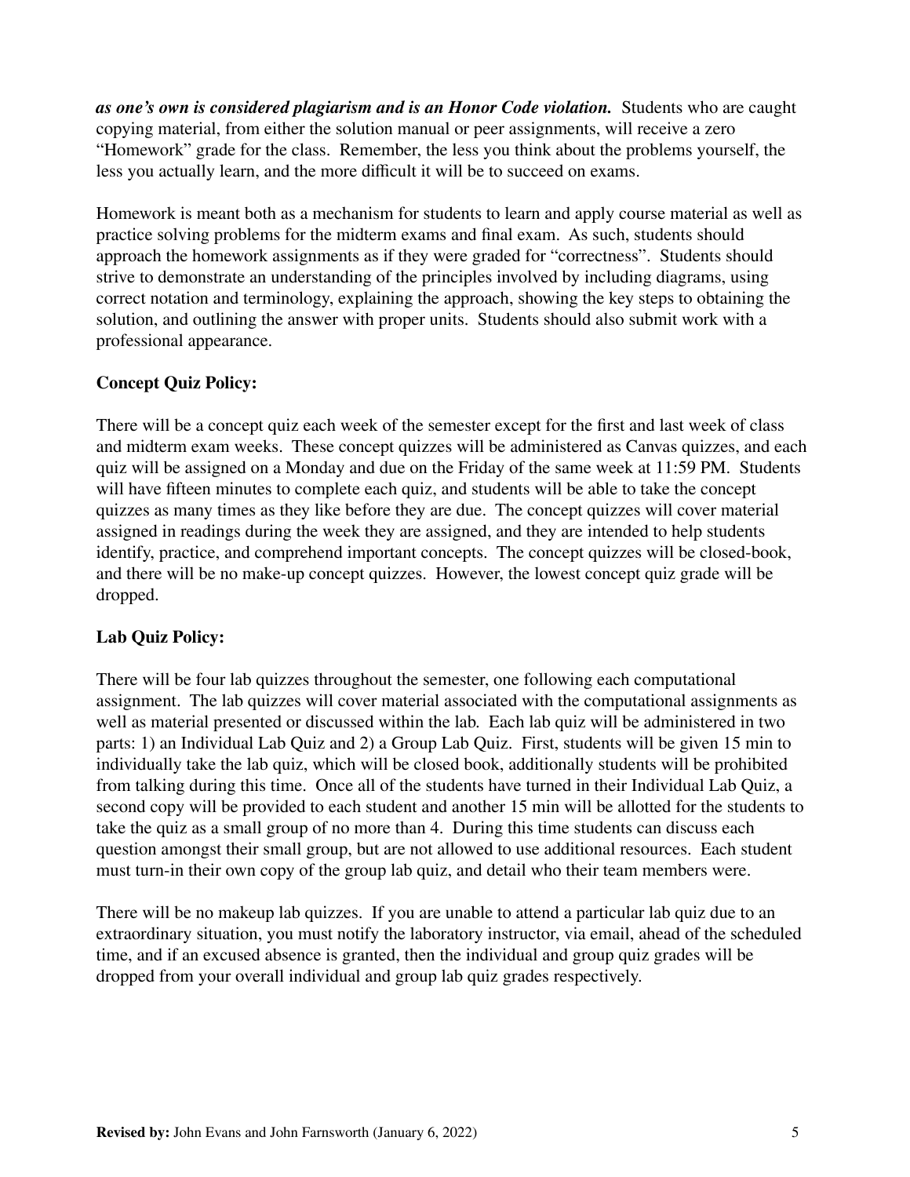***as one's own is considered plagiarism and is an Honor Code violation.*** Students who are caught copying material, from either the solution manual or peer assignments, will receive a zero "Homework" grade for the class. Remember, the less you think about the problems yourself, the less you actually learn, and the more difficult it will be to succeed on exams.

Homework is meant both as a mechanism for students to learn and apply course material as well as practice solving problems for the midterm exams and final exam. As such, students should approach the homework assignments as if they were graded for "correctness". Students should strive to demonstrate an understanding of the principles involved by including diagrams, using correct notation and terminology, explaining the approach, showing the key steps to obtaining the solution, and outlining the answer with proper units. Students should also submit work with a professional appearance.

**Concept Quiz Policy:**

There will be a concept quiz each week of the semester except for the first and last week of class and midterm exam weeks. These concept quizzes will be administered as Canvas quizzes, and each quiz will be assigned on a Monday and due on the Friday of the same week at 11:59 PM. Students will have fifteen minutes to complete each quiz, and students will be able to take the concept quizzes as many times as they like before they are due. The concept quizzes will cover material assigned in readings during the week they are assigned, and they are intended to help students identify, practice, and comprehend important concepts. The concept quizzes will be closed-book, and there will be no make-up concept quizzes. However, the lowest concept quiz grade will be dropped.

**Lab Quiz Policy:**

There will be four lab quizzes throughout the semester, one following each computational assignment. The lab quizzes will cover material associated with the computational assignments as well as material presented or discussed within the lab. Each lab quiz will be administered in two parts: 1) an Individual Lab Quiz and 2) a Group Lab Quiz. First, students will be given 15 min to individually take the lab quiz, which will be closed book, additionally students will be prohibited from talking during this time. Once all of the students have turned in their Individual Lab Quiz, a second copy will be provided to each student and another 15 min will be allotted for the students to take the quiz as a small group of no more than 4. During this time students can discuss each question amongst their small group, but are not allowed to use additional resources. Each student must turn-in their own copy of the group lab quiz, and detail who their team members were.

There will be no makeup lab quizzes. If you are unable to attend a particular lab quiz due to an extraordinary situation, you must notify the laboratory instructor, via email, ahead of the scheduled time, and if an excused absence is granted, then the individual and group quiz grades will be dropped from your overall individual and group lab quiz grades respectively.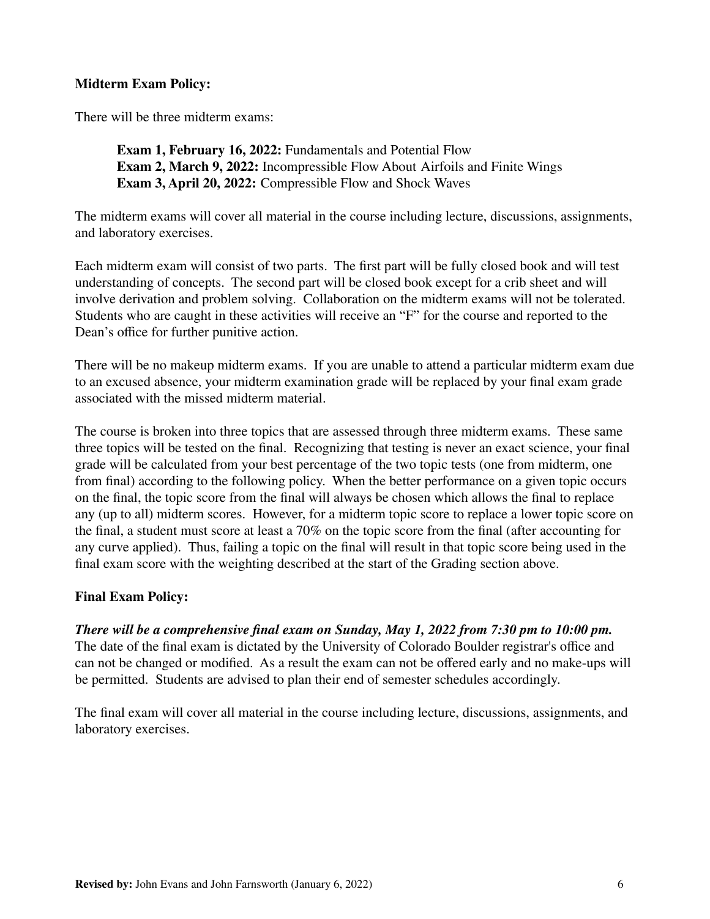**Midterm Exam Policy:**

There will be three midterm exams:

> **Exam 1, February 16, 2022:** Fundamentals and Potential Flow
> **Exam 2, March 9, 2022:** Incompressible Flow About Airfoils and Finite Wings
> **Exam 3, April 20, 2022:** Compressible Flow and Shock Waves

The midterm exams will cover all material in the course including lecture, discussions, assignments, and laboratory exercises.

Each midterm exam will consist of two parts. The first part will be fully closed book and will test understanding of concepts. The second part will be closed book except for a crib sheet and will involve derivation and problem solving. Collaboration on the midterm exams will not be tolerated. Students who are caught in these activities will receive an "F" for the course and reported to the Dean's office for further punitive action.

There will be no makeup midterm exams. If you are unable to attend a particular midterm exam due to an excused absence, your midterm examination grade will be replaced by your final exam grade associated with the missed midterm material.

The course is broken into three topics that are assessed through three midterm exams. These same three topics will be tested on the final. Recognizing that testing is never an exact science, your final grade will be calculated from your best percentage of the two topic tests (one from midterm, one from final) according to the following policy. When the better performance on a given topic occurs on the final, the topic score from the final will always be chosen which allows the final to replace any (up to all) midterm scores. However, for a midterm topic score to replace a lower topic score on the final, a student must score at least a 70% on the topic score from the final (after accounting for any curve applied). Thus, failing a topic on the final will result in that topic score being used in the final exam score with the weighting described at the start of the Grading section above.

**Final Exam Policy:**

***There will be a comprehensive final exam on Sunday, May 1, 2022 from 7:30 pm to 10:00 pm.*** The date of the final exam is dictated by the University of Colorado Boulder registrar's office and can not be changed or modified. As a result the exam can not be offered early and no make-ups will be permitted. Students are advised to plan their end of semester schedules accordingly.

The final exam will cover all material in the course including lecture, discussions, assignments, and laboratory exercises.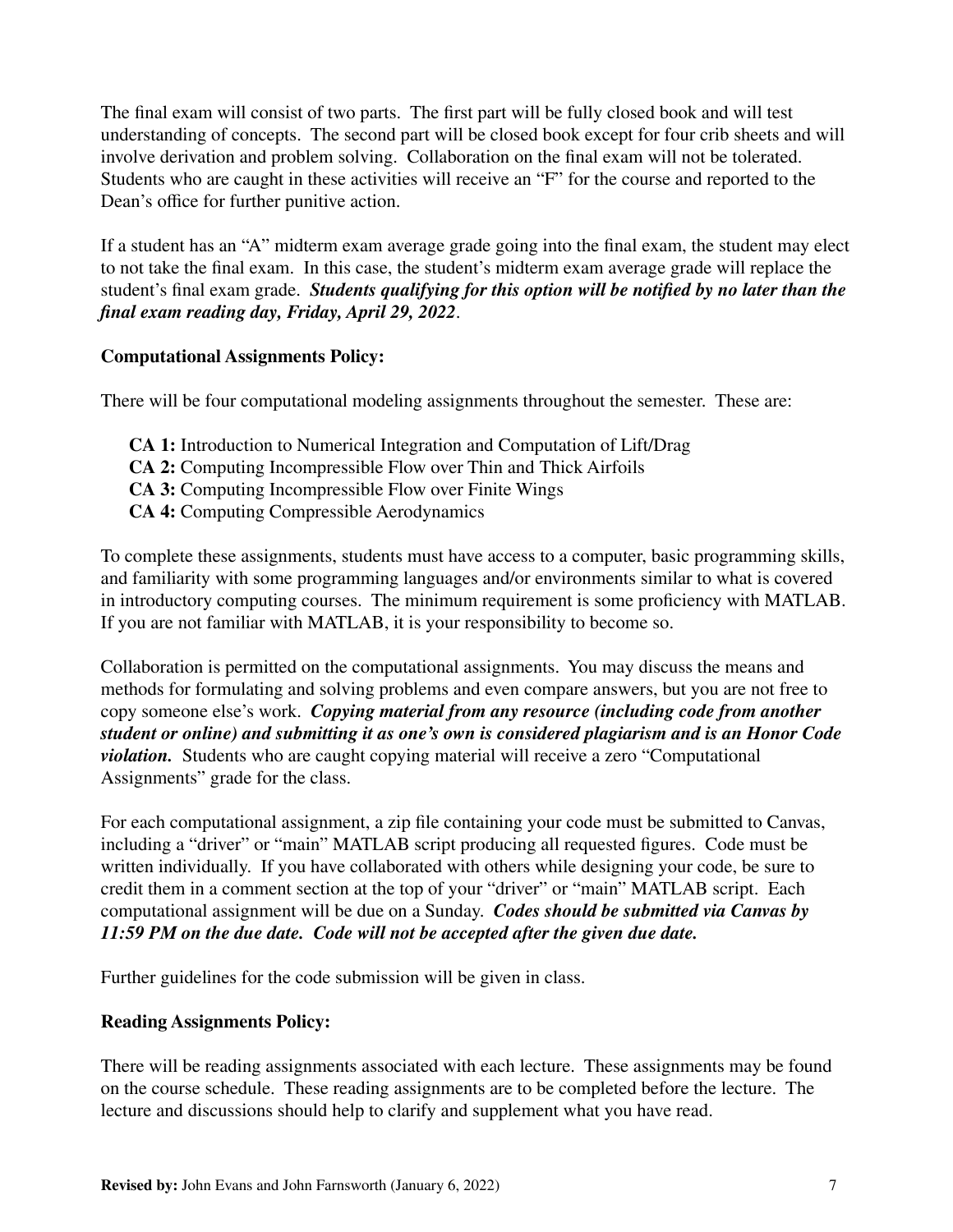The final exam will consist of two parts. The first part will be fully closed book and will test understanding of concepts. The second part will be closed book except for four crib sheets and will involve derivation and problem solving. Collaboration on the final exam will not be tolerated. Students who are caught in these activities will receive an "F" for the course and reported to the Dean's office for further punitive action.

If a student has an "A" midterm exam average grade going into the final exam, the student may elect to not take the final exam. In this case, the student's midterm exam average grade will replace the student's final exam grade. ***Students qualifying for this option will be notified by no later than the final exam reading day, Friday, April 29, 2022***.

### Computational Assignments Policy:

There will be four computational modeling assignments throughout the semester. These are:

- **CA 1:** Introduction to Numerical Integration and Computation of Lift/Drag
- **CA 2:** Computing Incompressible Flow over Thin and Thick Airfoils
- **CA 3:** Computing Incompressible Flow over Finite Wings
- **CA 4:** Computing Compressible Aerodynamics

To complete these assignments, students must have access to a computer, basic programming skills, and familiarity with some programming languages and/or environments similar to what is covered in introductory computing courses. The minimum requirement is some proficiency with MATLAB. If you are not familiar with MATLAB, it is your responsibility to become so.

Collaboration is permitted on the computational assignments. You may discuss the means and methods for formulating and solving problems and even compare answers, but you are not free to copy someone else's work. ***Copying material from any resource (including code from another student or online) and submitting it as one's own is considered plagiarism and is an Honor Code violation.*** Students who are caught copying material will receive a zero "Computational Assignments" grade for the class.

For each computational assignment, a zip file containing your code must be submitted to Canvas, including a "driver" or "main" MATLAB script producing all requested figures. Code must be written individually. If you have collaborated with others while designing your code, be sure to credit them in a comment section at the top of your "driver" or "main" MATLAB script. Each computational assignment will be due on a Sunday. ***Codes should be submitted via Canvas by 11:59 PM on the due date. Code will not be accepted after the given due date.***

Further guidelines for the code submission will be given in class.

### Reading Assignments Policy:

There will be reading assignments associated with each lecture. These assignments may be found on the course schedule. These reading assignments are to be completed before the lecture. The lecture and discussions should help to clarify and supplement what you have read.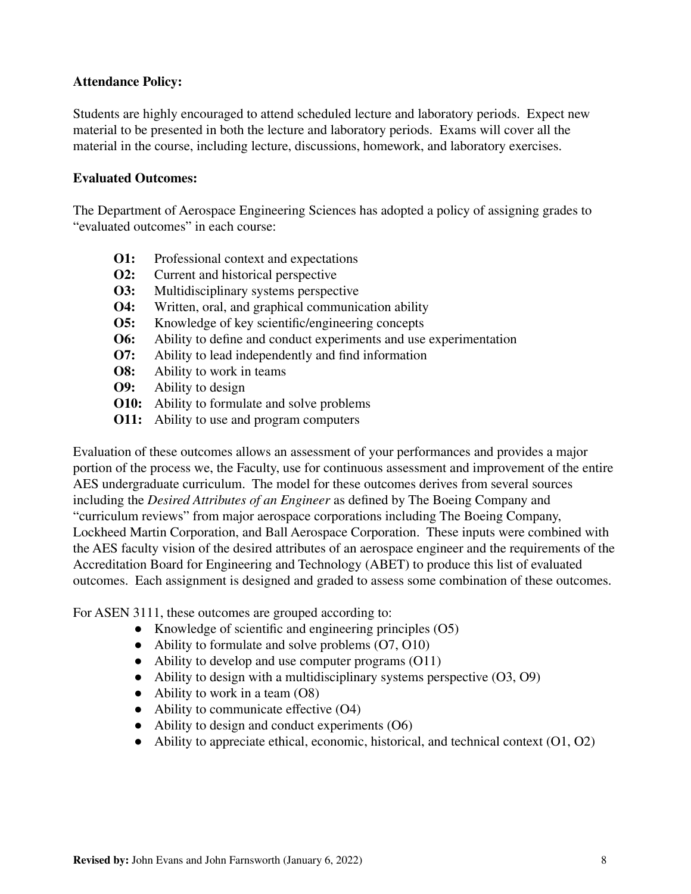**Attendance Policy:**

Students are highly encouraged to attend scheduled lecture and laboratory periods. Expect new material to be presented in both the lecture and laboratory periods. Exams will cover all the material in the course, including lecture, discussions, homework, and laboratory exercises.

**Evaluated Outcomes:**

The Department of Aerospace Engineering Sciences has adopted a policy of assigning grades to "evaluated outcomes" in each course:

- **O1:** Professional context and expectations
- **O2:** Current and historical perspective
- **O3:** Multidisciplinary systems perspective
- **O4:** Written, oral, and graphical communication ability
- **O5:** Knowledge of key scientific/engineering concepts
- **O6:** Ability to define and conduct experiments and use experimentation
- **O7:** Ability to lead independently and find information
- **O8:** Ability to work in teams
- **O9:** Ability to design
- **O10:** Ability to formulate and solve problems
- **O11:** Ability to use and program computers

Evaluation of these outcomes allows an assessment of your performances and provides a major portion of the process we, the Faculty, use for continuous assessment and improvement of the entire AES undergraduate curriculum. The model for these outcomes derives from several sources including the *Desired Attributes of an Engineer* as defined by The Boeing Company and "curriculum reviews" from major aerospace corporations including The Boeing Company, Lockheed Martin Corporation, and Ball Aerospace Corporation. These inputs were combined with the AES faculty vision of the desired attributes of an aerospace engineer and the requirements of the Accreditation Board for Engineering and Technology (ABET) to produce this list of evaluated outcomes. Each assignment is designed and graded to assess some combination of these outcomes.

For ASEN 3111, these outcomes are grouped according to:

- Knowledge of scientific and engineering principles (O5)
- Ability to formulate and solve problems (O7, O10)
- Ability to develop and use computer programs (O11)
- Ability to design with a multidisciplinary systems perspective (O3, O9)
- Ability to work in a team (O8)
- Ability to communicate effective (O4)
- Ability to design and conduct experiments (O6)
- Ability to appreciate ethical, economic, historical, and technical context (O1, O2)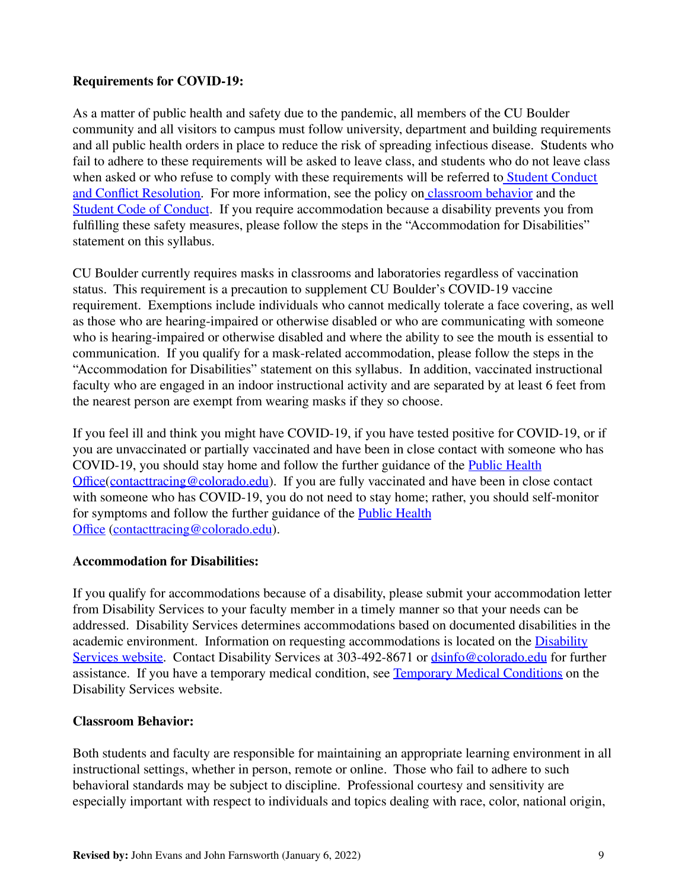**Requirements for COVID-19:**

As a matter of public health and safety due to the pandemic, all members of the CU Boulder community and all visitors to campus must follow university, department and building requirements and all public health orders in place to reduce the risk of spreading infectious disease. Students who fail to adhere to these requirements will be asked to leave class, and students who do not leave class when asked or who refuse to comply with these requirements will be referred to Student Conduct and Conflict Resolution. For more information, see the policy on classroom behavior and the Student Code of Conduct. If you require accommodation because a disability prevents you from fulfilling these safety measures, please follow the steps in the "Accommodation for Disabilities" statement on this syllabus.

CU Boulder currently requires masks in classrooms and laboratories regardless of vaccination status. This requirement is a precaution to supplement CU Boulder's COVID-19 vaccine requirement. Exemptions include individuals who cannot medically tolerate a face covering, as well as those who are hearing-impaired or otherwise disabled or who are communicating with someone who is hearing-impaired or otherwise disabled and where the ability to see the mouth is essential to communication. If you qualify for a mask-related accommodation, please follow the steps in the "Accommodation for Disabilities" statement on this syllabus. In addition, vaccinated instructional faculty who are engaged in an indoor instructional activity and are separated by at least 6 feet from the nearest person are exempt from wearing masks if they so choose.

If you feel ill and think you might have COVID-19, if you have tested positive for COVID-19, or if you are unvaccinated or partially vaccinated and have been in close contact with someone who has COVID-19, you should stay home and follow the further guidance of the Public Health Office(contacttracing@colorado.edu). If you are fully vaccinated and have been in close contact with someone who has COVID-19, you do not need to stay home; rather, you should self-monitor for symptoms and follow the further guidance of the Public Health Office (contacttracing@colorado.edu).

**Accommodation for Disabilities:**

If you qualify for accommodations because of a disability, please submit your accommodation letter from Disability Services to your faculty member in a timely manner so that your needs can be addressed. Disability Services determines accommodations based on documented disabilities in the academic environment. Information on requesting accommodations is located on the Disability Services website. Contact Disability Services at 303-492-8671 or dsinfo@colorado.edu for further assistance. If you have a temporary medical condition, see Temporary Medical Conditions on the Disability Services website.

**Classroom Behavior:**

Both students and faculty are responsible for maintaining an appropriate learning environment in all instructional settings, whether in person, remote or online. Those who fail to adhere to such behavioral standards may be subject to discipline. Professional courtesy and sensitivity are especially important with respect to individuals and topics dealing with race, color, national origin,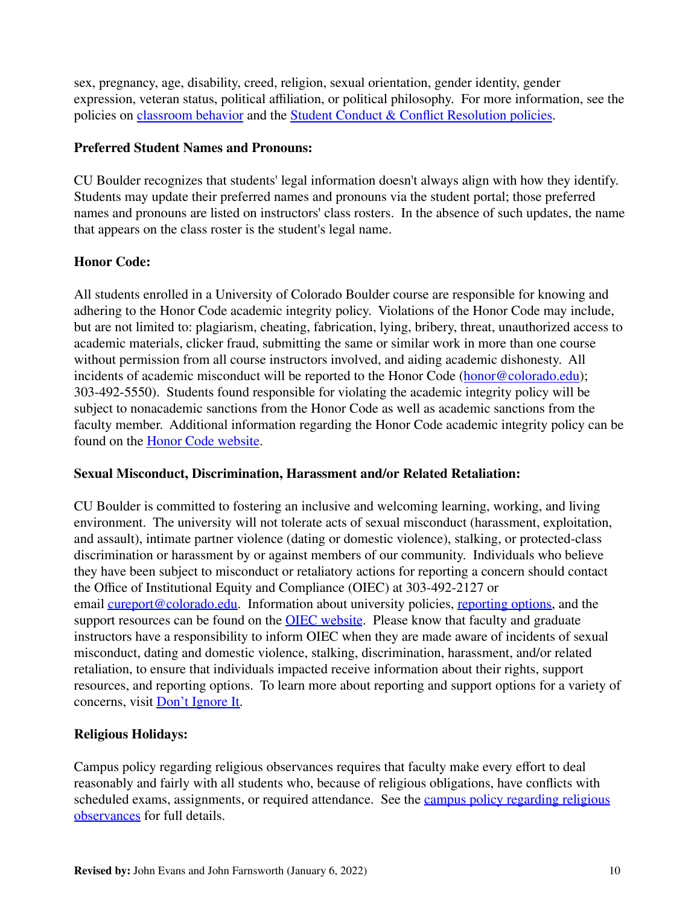sex, pregnancy, age, disability, creed, religion, sexual orientation, gender identity, gender expression, veteran status, political affiliation, or political philosophy. For more information, see the policies on [classroom behavior]() and the [Student Conduct & Conflict Resolution policies]().

**Preferred Student Names and Pronouns:**

CU Boulder recognizes that students' legal information doesn't always align with how they identify. Students may update their preferred names and pronouns via the student portal; those preferred names and pronouns are listed on instructors' class rosters. In the absence of such updates, the name that appears on the class roster is the student's legal name.

**Honor Code:**

All students enrolled in a University of Colorado Boulder course are responsible for knowing and adhering to the Honor Code academic integrity policy. Violations of the Honor Code may include, but are not limited to: plagiarism, cheating, fabrication, lying, bribery, threat, unauthorized access to academic materials, clicker fraud, submitting the same or similar work in more than one course without permission from all course instructors involved, and aiding academic dishonesty. All incidents of academic misconduct will be reported to the Honor Code (honor@colorado.edu); 303-492-5550). Students found responsible for violating the academic integrity policy will be subject to nonacademic sanctions from the Honor Code as well as academic sanctions from the faculty member. Additional information regarding the Honor Code academic integrity policy can be found on the [Honor Code website]().

**Sexual Misconduct, Discrimination, Harassment and/or Related Retaliation:**

CU Boulder is committed to fostering an inclusive and welcoming learning, working, and living environment. The university will not tolerate acts of sexual misconduct (harassment, exploitation, and assault), intimate partner violence (dating or domestic violence), stalking, or protected-class discrimination or harassment by or against members of our community. Individuals who believe they have been subject to misconduct or retaliatory actions for reporting a concern should contact the Office of Institutional Equity and Compliance (OIEC) at 303-492-2127 or email cureport@colorado.edu. Information about university policies, [reporting options](), and the support resources can be found on the [OIEC website](). Please know that faculty and graduate instructors have a responsibility to inform OIEC when they are made aware of incidents of sexual misconduct, dating and domestic violence, stalking, discrimination, harassment, and/or related retaliation, to ensure that individuals impacted receive information about their rights, support resources, and reporting options. To learn more about reporting and support options for a variety of concerns, visit [Don't Ignore It]().

**Religious Holidays:**

Campus policy regarding religious observances requires that faculty make every effort to deal reasonably and fairly with all students who, because of religious obligations, have conflicts with scheduled exams, assignments, or required attendance. See the [campus policy regarding religious observances]() for full details.

**Revised by:** John Evans and John Farnsworth (January 6, 2022)